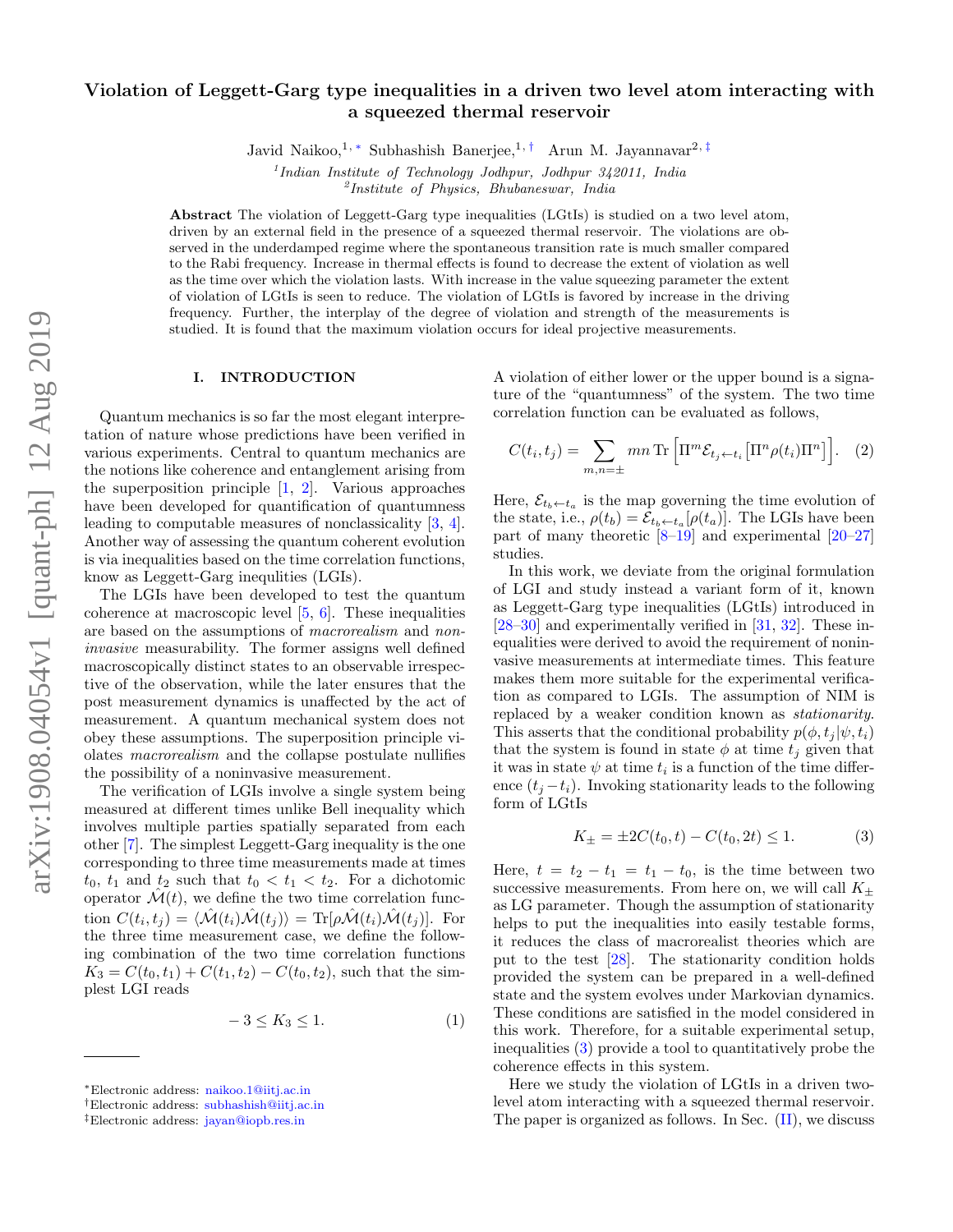# Violation of Leggett-Garg type inequalities in a driven two level atom interacting with a squeezed thermal reservoir

Javid Naikoo,[1,*] Subhashish Banerjee,[1,†] Arun M. Jayannavar[2,‡]

[1] *Indian Institute of Technology Jodhpur, Jodhpur 342011, India*
[2] *Institute of Physics, Bhubaneswar, India*

**Abstract** The violation of Leggett-Garg type inequalities (LGtIs) is studied on a two level atom, driven by an external field in the presence of a squeezed thermal reservoir. The violations are observed in the underdamped regime where the spontaneous transition rate is much smaller compared to the Rabi frequency. Increase in thermal effects is found to decrease the extent of violation as well as the time over which the violation lasts. With increase in the value squeezing parameter the extent of violation of LGtIs is seen to reduce. The violation of LGtIs is favored by increase in the driving frequency. Further, the interplay of the degree of violation and strength of the measurements is studied. It is found that the maximum violation occurs for ideal projective measurements.

## I. INTRODUCTION

Quantum mechanics is so far the most elegant interpretation of nature whose predictions have been verified in various experiments. Central to quantum mechanics are the notions like coherence and entanglement arising from the superposition principle [1, 2]. Various approaches have been developed for quantification of quantumness leading to computable measures of nonclassicality [3, 4]. Another way of assessing the quantum coherent evolution is via inequalities based on the time correlation functions, know as Leggett-Garg inequlities (LGIs).

The LGIs have been developed to test the quantum coherence at macroscopic level [5, 6]. These inequalities are based on the assumptions of *macrorealism* and *noninvasive* measurability. The former assigns well defined macroscopically distinct states to an observable irrespective of the observation, while the later ensures that the post measurement dynamics is unaffected by the act of measurement. A quantum mechanical system does not obey these assumptions. The superposition principle violates *macrorealism* and the collapse postulate nullifies the possibility of a noninvasive measurement.

The verification of LGIs involve a single system being measured at different times unlike Bell inequality which involves multiple parties spatially separated from each other [7]. The simplest Leggett-Garg inequality is the one corresponding to three time measurements made at times $t_0$, $t_1$ and $t_2$ such that $t_0 < t_1 < t_2$. For a dichotomic operator $\hat{\mathcal{M}}(t)$, we define the two time correlation function $C(t_i, t_j) = \langle \hat{\mathcal{M}}(t_i)\hat{\mathcal{M}}(t_j)\rangle = \mathrm{Tr}[\rho \hat{\mathcal{M}}(t_i)\hat{\mathcal{M}}(t_j)]$. For the three time measurement case, we define the following combination of the two time correlation functions $K_3 = C(t_0, t_1) + C(t_1, t_2) - C(t_0, t_2)$, such that the simplest LGI reads

$$-3 \leq K_3 \leq 1. \tag{1}$$

A violation of either lower or the upper bound is a signature of the "quantumness" of the system. The two time correlation function can be evaluated as follows,

$$C(t_i, t_j) = \sum_{m,n=\pm} mn \,\mathrm{Tr}\left[\Pi^m \mathcal{E}_{t_j \leftarrow t_i}\left[\Pi^n \rho(t_i) \Pi^n\right]\right]. \tag{2}$$

Here, $\mathcal{E}_{t_b \leftarrow t_a}$ is the map governing the time evolution of the state, i.e., $\rho(t_b) = \mathcal{E}_{t_b \leftarrow t_a}[\rho(t_a)]$. The LGIs have been part of many theoretic [8–19] and experimental [20–27] studies.

In this work, we deviate from the original formulation of LGI and study instead a variant form of it, known as Leggett-Garg type inequalities (LGtIs) introduced in [28–30] and experimentally verified in [31, 32]. These inequalities were derived to avoid the requirement of noninvasive measurements at intermediate times. This feature makes them more suitable for the experimental verification as compared to LGIs. The assumption of NIM is replaced by a weaker condition known as *stationarity*. This asserts that the conditional probability $p(\phi, t_j|\psi, t_i)$ that the system is found in state $\phi$ at time $t_j$ given that it was in state $\psi$ at time $t_i$ is a function of the time difference $(t_j - t_i)$. Invoking stationarity leads to the following form of LGtIs

$$K_{\pm} = \pm 2C(t_0, t) - C(t_0, 2t) \leq 1. \tag{3}$$

Here, $t = t_2 - t_1 = t_1 - t_0$, is the time between two successive measurements. From here on, we will call $K_{\pm}$ as LG parameter. Though the assumption of stationarity helps to put the inequalities into easily testable forms, it reduces the class of macrorealist theories which are put to the test [28]. The stationarity condition holds provided the system can be prepared in a well-defined state and the system evolves under Markovian dynamics. These conditions are satisfied in the model considered in this work. Therefore, for a suitable experimental setup, inequalities (3) provide a tool to quantitatively probe the coherence effects in this system.

Here we study the violation of LGtIs in a driven two-level atom interacting with a squeezed thermal reservoir. The paper is organized as follows. In Sec. (II), we discuss

*Electronic address: naikoo.1@iitj.ac.in
†Electronic address: subhashish@iitj.ac.in
‡Electronic address: jayan@iopb.res.in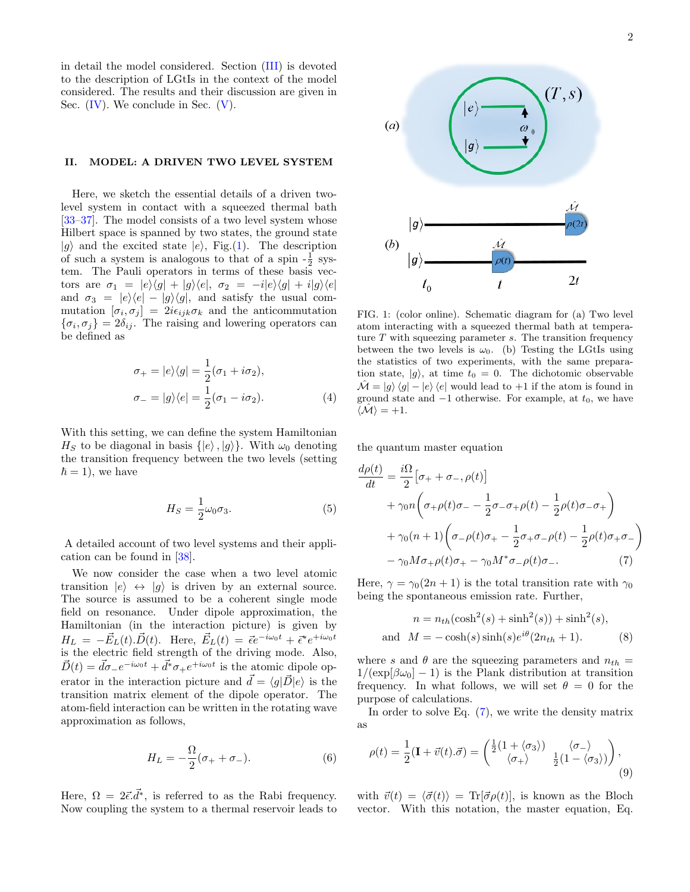in detail the model considered. Section (III) is devoted to the description of LGtIs in the context of the model considered. The results and their discussion are given in Sec. (IV). We conclude in Sec. (V).

## II. MODEL: A DRIVEN TWO LEVEL SYSTEM

Here, we sketch the essential details of a driven two-level system in contact with a squeezed thermal bath [33–37]. The model consists of a two level system whose Hilbert space is spanned by two states, the ground state $|g\rangle$ and the excited state $|e\rangle$, Fig.(1). The description of such a system is analogous to that of a spin -$\frac{1}{2}$ system. The Pauli operators in terms of these basis vectors are $\sigma_1 = |e\rangle\langle g| + |g\rangle\langle e|$, $\sigma_2 = -i|e\rangle\langle g| + i|g\rangle\langle e|$ and $\sigma_3 = |e\rangle\langle e| - |g\rangle\langle g|$, and satisfy the usual commutation $[\sigma_i, \sigma_j] = 2i\epsilon_{ijk}\sigma_k$ and the anticommutation $\{\sigma_i, \sigma_j\} = 2\delta_{ij}$. The raising and lowering operators can be defined as

$$\sigma_+ = |e\rangle\langle g| = \frac{1}{2}(\sigma_1 + i\sigma_2),$$
$$\sigma_- = |g\rangle\langle e| = \frac{1}{2}(\sigma_1 - i\sigma_2). \tag{4}$$

With this setting, we can define the system Hamiltonian $H_S$ to be diagonal in basis $\{|e\rangle, |g\rangle\}$. With $\omega_0$ denoting the transition frequency between the two levels (setting $\hbar = 1$), we have

$$H_S = \frac{1}{2}\omega_0\sigma_3. \tag{5}$$

A detailed account of two level systems and their application can be found in [38].

We now consider the case when a two level atomic transition $|e\rangle \leftrightarrow |g\rangle$ is driven by an external source. The source is assumed to be a coherent single mode field on resonance. Under dipole approximation, the Hamiltonian (in the interaction picture) is given by $H_L = -\vec{E}_L(t).\vec{D}(t)$. Here, $\vec{E}_L(t) = \vec{\epsilon}e^{-i\omega_0 t} + \vec{\epsilon}^* e^{+i\omega_0 t}$ is the electric field strength of the driving mode. Also, $\vec{D}(t) = \vec{d}\sigma_- e^{-i\omega_0 t} + \vec{d}^*\sigma_+ e^{+i\omega_0 t}$ is the atomic dipole operator in the interaction picture and $\vec{d} = \langle g|\vec{D}|e\rangle$ is the transition matrix element of the dipole operator. The atom-field interaction can be written in the rotating wave approximation as follows,

$$H_L = -\frac{\Omega}{2}(\sigma_+ + \sigma_-). \tag{6}$$

Here, $\Omega = 2\vec{\epsilon}.\vec{d}^*$, is referred to as the Rabi frequency. Now coupling the system to a thermal reservoir leads to the quantum master equation

$$\begin{aligned}\frac{d\rho(t)}{dt} &= \frac{i\Omega}{2}\big[\sigma_+ + \sigma_-, \rho(t)\big] \\ &+ \gamma_0 n\Big(\sigma_+\rho(t)\sigma_- - \frac{1}{2}\sigma_-\sigma_+\rho(t) - \frac{1}{2}\rho(t)\sigma_-\sigma_+\Big) \\ &+ \gamma_0(n+1)\Big(\sigma_-\rho(t)\sigma_+ - \frac{1}{2}\sigma_+\sigma_-\rho(t) - \frac{1}{2}\rho(t)\sigma_+\sigma_-\Big) \\ &- \gamma_0 M\sigma_+\rho(t)\sigma_+ - \gamma_0 M^*\sigma_-\rho(t)\sigma_-. \end{aligned} \tag{7}$$

Here, $\gamma = \gamma_0(2n+1)$ is the total transition rate with $\gamma_0$ being the spontaneous emission rate. Further,

$$n = n_{th}(\cosh^2(s) + \sinh^2(s)) + \sinh^2(s),$$
$$\text{and} \quad M = -\cosh(s)\sinh(s)e^{i\theta}(2n_{th}+1). \tag{8}$$

where $s$ and $\theta$ are the squeezing parameters and $n_{th} = 1/(\exp[\beta\omega_0] - 1)$ is the Plank distribution at transition frequency. In what follows, we will set $\theta = 0$ for the purpose of calculations.

In order to solve Eq. (7), we write the density matrix as

$$\rho(t) = \frac{1}{2}(\mathbf{I} + \vec{v}(t).\vec{\sigma}) = \begin{pmatrix} \frac{1}{2}(1 + \langle\sigma_3\rangle) & \langle\sigma_-\rangle \\ \langle\sigma_+\rangle & \frac{1}{2}(1 - \langle\sigma_3\rangle) \end{pmatrix}, \tag{9}$$

with $\vec{v}(t) = \langle\vec{\sigma}(t)\rangle = \text{Tr}[\vec{\sigma}\rho(t)]$, is known as the Bloch vector. With this notation, the master equation, Eq.

FIG. 1: (color online). Schematic diagram for (a) Two level atom interacting with a squeezed thermal bath at temperature $T$ with squeezing parameter $s$. The transition frequency between the two levels is $\omega_0$. (b) Testing the LGtIs using the statistics of two experiments, with the same preparation state, $|g\rangle$, at time $t_0 = 0$. The dichotomic observable $\hat{\mathcal{M}} = |g\rangle\langle g| - |e\rangle\langle e|$ would lead to $+1$ if the atom is found in ground state and $-1$ otherwise. For example, at $t_0$, we have $\langle\hat{\mathcal{M}}\rangle = +1$.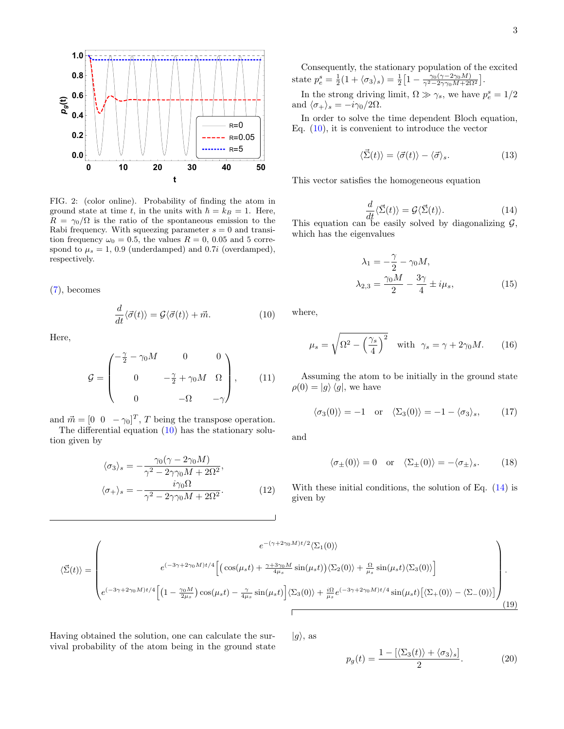FIG. 2: (color online). Probability of finding the atom in ground state at time $t$, in the units with $\hbar = k_B = 1$. Here, $R = \gamma_0/\Omega$ is the ratio of the spontaneous emission to the Rabi frequency. With squeezing parameter $s = 0$ and transition frequency $\omega_0 = 0.5$, the values $R = 0$, 0.05 and 5 correspond to $\mu_s = 1$, 0.9 (underdamped) and $0.7i$ (overdamped), respectively.

(7), becomes

$$\frac{d}{dt}\langle\vec{\sigma}(t)\rangle = \mathcal{G}\langle\vec{\sigma}(t)\rangle + \vec{m}. \tag{10}$$

Here,

$$\mathcal{G} = \begin{pmatrix} -\frac{\gamma}{2} - \gamma_0 M & 0 & 0 \\ 0 & -\frac{\gamma}{2} + \gamma_0 M & \Omega \\ 0 & -\Omega & -\gamma \end{pmatrix}, \tag{11}$$

and $\vec{m} = [0 \;\; 0 \;\; -\gamma_0]^T$, $T$ being the transpose operation.

The differential equation (10) has the stationary solution given by

$$\langle\sigma_3\rangle_s = -\frac{\gamma_0(\gamma - 2\gamma_0 M)}{\gamma^2 - 2\gamma\gamma_0 M + 2\Omega^2},$$
$$\langle\sigma_+\rangle_s = -\frac{i\gamma_0\Omega}{\gamma^2 - 2\gamma\gamma_0 M + 2\Omega^2}. \tag{12}$$

Consequently, the stationary population of the excited state $p_e^s = \frac{1}{2}(1 + \langle\sigma_3\rangle_s) = \frac{1}{2}\left[1 - \frac{\gamma_0(\gamma - 2\gamma_0 M)}{\gamma^2 - 2\gamma\gamma_0 M + 2\Omega^2}\right]$.

In the strong driving limit, $\Omega \gg \gamma_s$, we have $p_e^s = 1/2$ and $\langle\sigma_+\rangle_s = -i\gamma_0/2\Omega$.

In order to solve the time dependent Bloch equation, Eq. (10), it is convenient to introduce the vector

$$\langle\vec{\Sigma}(t)\rangle = \langle\vec{\sigma}(t)\rangle - \langle\vec{\sigma}\rangle_s. \tag{13}$$

This vector satisfies the homogeneous equation

$$\frac{d}{dt}\langle\vec{\Sigma}(t)\rangle = \mathcal{G}\langle\vec{\Sigma}(t)\rangle. \tag{14}$$

This equation can be easily solved by diagonalizing $\mathcal{G}$, which has the eigenvalues

$$\lambda_1 = -\frac{\gamma}{2} - \gamma_0 M,$$
$$\lambda_{2,3} = \frac{\gamma_0 M}{2} - \frac{3\gamma}{4} \pm i\mu_s, \tag{15}$$

where,

$$\mu_s = \sqrt{\Omega^2 - \left(\frac{\gamma_s}{4}\right)^2} \quad \text{with} \quad \gamma_s = \gamma + 2\gamma_0 M. \tag{16}$$

Assuming the atom to be initially in the ground state $\rho(0) = |g\rangle\langle g|$, we have

$$\langle\sigma_3(0)\rangle = -1 \quad \text{or} \quad \langle\Sigma_3(0)\rangle = -1 - \langle\sigma_3\rangle_s, \tag{17}$$

and

$$\langle\sigma_\pm(0)\rangle = 0 \quad \text{or} \quad \langle\Sigma_\pm(0)\rangle = -\langle\sigma_\pm\rangle_s. \tag{18}$$

With these initial conditions, the solution of Eq. (14) is given by

$$\langle\vec{\Sigma}(t)\rangle = \begin{pmatrix} e^{-(\gamma+2\gamma_0 M)t/2}\langle\Sigma_1(0)\rangle \\ e^{(-3\gamma+2\gamma_0 M)t/4}\Big[\Big(\cos(\mu_s t) + \frac{\gamma+3\gamma_0 M}{4\mu_s}\sin(\mu_s t)\Big)\langle\Sigma_2(0)\rangle + \frac{\Omega}{\mu_s}\sin(\mu_s t)\langle\Sigma_3(0)\rangle\Big] \\ e^{(-3\gamma+2\gamma_0 M)t/4}\Big[\Big(1 - \frac{\gamma_0 M}{2\mu_s}\Big)\cos(\mu_s t) - \frac{\gamma}{4\mu_s}\sin(\mu_s t)\Big]\langle\Sigma_3(0)\rangle + \frac{i\Omega}{\mu_s}e^{(-3\gamma+2\gamma_0 M)t/4}\sin(\mu_s t)\big[\langle\Sigma_+(0)\rangle - \langle\Sigma_-(0)\rangle\big] \end{pmatrix}. \tag{19}$$

Having obtained the solution, one can calculate the survival probability of the atom being in the ground state $|g\rangle$, as

$$p_g(t) = \frac{1 - [\langle\Sigma_3(t)\rangle + \langle\sigma_3\rangle_s]}{2}. \tag{20}$$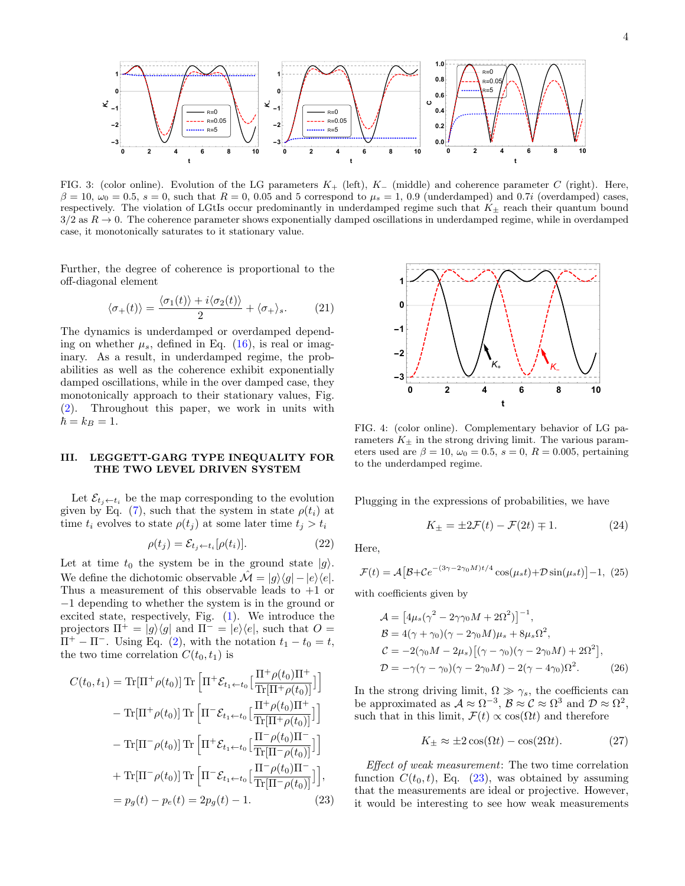FIG. 3: (color online). Evolution of the LG parameters $K_+$ (left), $K_-$ (middle) and coherence parameter $C$ (right). Here, $\beta = 10$, $\omega_0 = 0.5$, $s = 0$, such that $R = 0$, 0.05 and 5 correspond to $\mu_s = 1$, 0.9 (underdamped) and $0.7i$ (overdamped) cases, respectively. The violation of LGtIs occur predominantly in underdamped regime such that $K_\pm$ reach their quantum bound $3/2$ as $R \to 0$. The coherence parameter shows exponentially damped oscillations in underdamped regime, while in overdamped case, it monotonically saturates to it stationary value.

Further, the degree of coherence is proportional to the off-diagonal element

$$\langle \sigma_+(t) \rangle = \frac{\langle \sigma_1(t) \rangle + i \langle \sigma_2(t) \rangle}{2} + \langle \sigma_+ \rangle_s. \tag{21}$$

The dynamics is underdamped or overdamped depending on whether $\mu_s$, defined in Eq. (16), is real or imaginary. As a result, in underdamped regime, the probabilities as well as the coherence exhibit exponentially damped oscillations, while in the over damped case, they monotonically approach to their stationary values, Fig. (2). Throughout this paper, we work in units with $\hbar = k_B = 1$.

## III. LEGGETT-GARG TYPE INEQUALITY FOR THE TWO LEVEL DRIVEN SYSTEM

Let $\mathcal{E}_{t_j \leftarrow t_i}$ be the map corresponding to the evolution given by Eq. (7), such that the system in state $\rho(t_i)$ at time $t_i$ evolves to state $\rho(t_j)$ at some later time $t_j > t_i$

$$\rho(t_j) = \mathcal{E}_{t_j \leftarrow t_i}[\rho(t_i)]. \tag{22}$$

Let at time $t_0$ the system be in the ground state $|g\rangle$. We define the dichotomic observable $\hat{\mathcal{M}} = |g\rangle\langle g| - |e\rangle\langle e|$. Thus a measurement of this observable leads to $+1$ or $-1$ depending to whether the system is in the ground or excited state, respectively, Fig. (1). We introduce the projectors $\Pi^+ = |g\rangle\langle g|$ and $\Pi^- = |e\rangle\langle e|$, such that $O = \Pi^+ - \Pi^-$. Using Eq. (2), with the notation $t_1 - t_0 = t$, the two time correlation $C(t_0, t_1)$ is

$$\begin{aligned}
C(t_0,t_1) &= \mathrm{Tr}[\Pi^+\rho(t_0)]\, \mathrm{Tr}\Big[\Pi^+ \mathcal{E}_{t_1\leftarrow t_0}\big[\frac{\Pi^+\rho(t_0)\Pi^+}{\mathrm{Tr}[\Pi^+\rho(t_0)]}\big]\Big] \\
&- \mathrm{Tr}[\Pi^+\rho(t_0)]\, \mathrm{Tr}\Big[\Pi^- \mathcal{E}_{t_1\leftarrow t_0}\big[\frac{\Pi^+\rho(t_0)\Pi^+}{\mathrm{Tr}[\Pi^+\rho(t_0)]}\big]\Big] \\
&- \mathrm{Tr}[\Pi^-\rho(t_0)]\, \mathrm{Tr}\Big[\Pi^+ \mathcal{E}_{t_1\leftarrow t_0}\big[\frac{\Pi^-\rho(t_0)\Pi^-}{\mathrm{Tr}[\Pi^-\rho(t_0)]}\big]\Big] \\
&+ \mathrm{Tr}[\Pi^-\rho(t_0)]\, \mathrm{Tr}\Big[\Pi^- \mathcal{E}_{t_1\leftarrow t_0}\big[\frac{\Pi^-\rho(t_0)\Pi^-}{\mathrm{Tr}[\Pi^-\rho(t_0)]}\big]\Big], \\
&= p_g(t) - p_e(t) = 2p_g(t) - 1.
\end{aligned} \tag{23}$$

FIG. 4: (color online). Complementary behavior of LG parameters $K_\pm$ in the strong driving limit. The various parameters used are $\beta = 10$, $\omega_0 = 0.5$, $s = 0$, $R = 0.005$, pertaining to the underdamped regime.

Plugging in the expressions of probabilities, we have

$$K_\pm = \pm 2\mathcal{F}(t) - \mathcal{F}(2t) \mp 1. \tag{24}$$

Here,

$$\mathcal{F}(t) = \mathcal{A}\big[\mathcal{B} + \mathcal{C} e^{-(3\gamma - 2\gamma_0 M)t/4} \cos(\mu_s t) + \mathcal{D} \sin(\mu_s t)\big] - 1, \tag{25}$$

with coefficients given by

$$\begin{aligned}
\mathcal{A} &= \big[4\mu_s(\gamma^2 - 2\gamma\gamma_0 M + 2\Omega^2)\big]^{-1}, \\
\mathcal{B} &= 4(\gamma + \gamma_0)(\gamma - 2\gamma_0 M)\mu_s + 8\mu_s\Omega^2, \\
\mathcal{C} &= -2(\gamma_0 M - 2\mu_s)\big[(\gamma - \gamma_0)(\gamma - 2\gamma_0 M) + 2\Omega^2\big], \\
\mathcal{D} &= -\gamma(\gamma - \gamma_0)(\gamma - 2\gamma_0 M) - 2(\gamma - 4\gamma_0)\Omega^2.
\end{aligned} \tag{26}$$

In the strong driving limit, $\Omega \gg \gamma_s$, the coefficients can be approximated as $\mathcal{A} \approx \Omega^{-3}$, $\mathcal{B} \approx \mathcal{C} \approx \Omega^3$ and $\mathcal{D} \approx \Omega^2$, such that in this limit, $\mathcal{F}(t) \propto \cos(\Omega t)$ and therefore

$$K_\pm \approx \pm 2\cos(\Omega t) - \cos(2\Omega t). \tag{27}$$

*Effect of weak measurement*: The two time correlation function $C(t_0, t)$, Eq. (23), was obtained by assuming that the measurements are ideal or projective. However, it would be interesting to see how weak measurements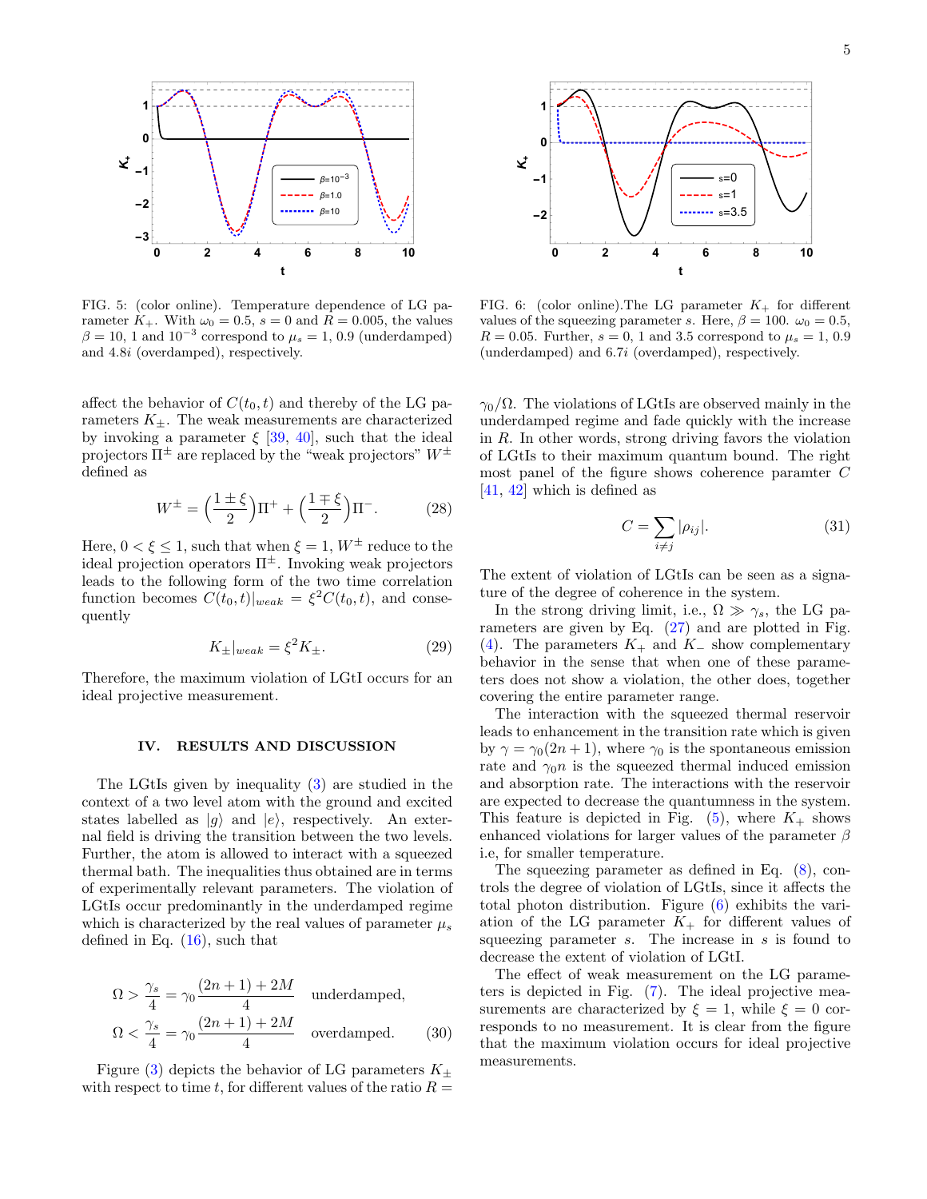FIG. 5: (color online). Temperature dependence of LG parameter $K_+$. With $\omega_0 = 0.5$, $s = 0$ and $R = 0.005$, the values $\beta = 10$, 1 and $10^{-3}$ correspond to $\mu_s = 1$, 0.9 (underdamped) and $4.8i$ (overdamped), respectively.

FIG. 6: (color online).The LG parameter $K_+$ for different values of the squeezing parameter $s$. Here, $\beta = 100$. $\omega_0 = 0.5$, $R = 0.05$. Further, $s = 0$, 1 and 3.5 correspond to $\mu_s = 1$, 0.9 (underdamped) and $6.7i$ (overdamped), respectively.

affect the behavior of $C(t_0, t)$ and thereby of the LG parameters $K_\pm$. The weak measurements are characterized by invoking a parameter $\xi$ [39, 40], such that the ideal projectors $\Pi^\pm$ are replaced by the "weak projectors" $W^\pm$ defined as

$$W^\pm = \Big(\frac{1 \pm \xi}{2}\Big)\Pi^+ + \Big(\frac{1 \mp \xi}{2}\Big)\Pi^-. \tag{28}$$

Here, $0 < \xi \leq 1$, such that when $\xi = 1$, $W^\pm$ reduce to the ideal projection operators $\Pi^\pm$. Invoking weak projectors leads to the following form of the two time correlation function becomes $C(t_0, t)|_{weak} = \xi^2 C(t_0, t)$, and consequently

$$K_\pm|_{weak} = \xi^2 K_\pm. \tag{29}$$

Therefore, the maximum violation of LGtI occurs for an ideal projective measurement.

## IV. RESULTS AND DISCUSSION

The LGtIs given by inequality (3) are studied in the context of a two level atom with the ground and excited states labelled as $|g\rangle$ and $|e\rangle$, respectively. An external field is driving the transition between the two levels. Further, the atom is allowed to interact with a squeezed thermal bath. The inequalities thus obtained are in terms of experimentally relevant parameters. The violation of LGtIs occur predominantly in the underdamped regime which is characterized by the real values of parameter $\mu_s$ defined in Eq. (16), such that

$$\Omega > \frac{\gamma_s}{4} = \gamma_0 \frac{(2n+1) + 2M}{4} \quad \text{underdamped},$$
$$\Omega < \frac{\gamma_s}{4} = \gamma_0 \frac{(2n+1) + 2M}{4} \quad \text{overdamped}. \tag{30}$$

Figure (3) depicts the behavior of LG parameters $K_\pm$ with respect to time $t$, for different values of the ratio $R = \gamma_0/\Omega$. The violations of LGtIs are observed mainly in the underdamped regime and fade quickly with the increase in $R$. In other words, strong driving favors the violation of LGtIs to their maximum quantum bound. The right most panel of the figure shows coherence paramter $C$ [41, 42] which is defined as

$$C = \sum_{i \neq j} |\rho_{ij}|. \tag{31}$$

The extent of violation of LGtIs can be seen as a signature of the degree of coherence in the system.

In the strong driving limit, i.e., $\Omega \gg \gamma_s$, the LG parameters are given by Eq. (27) and are plotted in Fig. (4). The parameters $K_+$ and $K_-$ show complementary behavior in the sense that when one of these parameters does not show a violation, the other does, together covering the entire parameter range.

The interaction with the squeezed thermal reservoir leads to enhancement in the transition rate which is given by $\gamma = \gamma_0(2n + 1)$, where $\gamma_0$ is the spontaneous emission rate and $\gamma_0 n$ is the squeezed thermal induced emission and absorption rate. The interactions with the reservoir are expected to decrease the quantumness in the system. This feature is depicted in Fig. (5), where $K_+$ shows enhanced violations for larger values of the parameter $\beta$ i.e, for smaller temperature.

The squeezing parameter as defined in Eq. (8), controls the degree of violation of LGtIs, since it affects the total photon distribution. Figure (6) exhibits the variation of the LG parameter $K_+$ for different values of squeezing parameter $s$. The increase in $s$ is found to decrease the extent of violation of LGtI.

The effect of weak measurement on the LG parameters is depicted in Fig. (7). The ideal projective measurements are characterized by $\xi = 1$, while $\xi = 0$ corresponds to no measurement. It is clear from the figure that the maximum violation occurs for ideal projective measurements.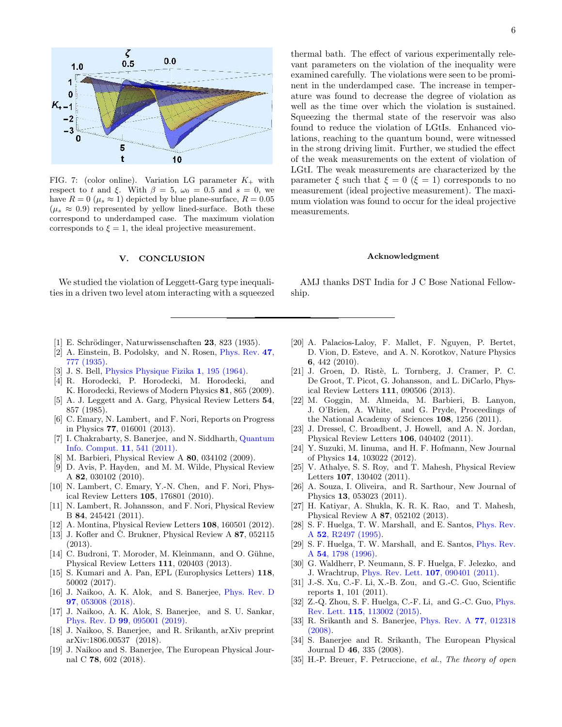FIG. 7: (color online). Variation LG parameter $K_+$ with respect to $t$ and $\xi$. With $\beta = 5$, $\omega_0 = 0.5$ and $s = 0$, we have $R = 0$ ($\mu_s \approx 1$) depicted by blue plane-surface, $R = 0.05$ ($\mu_s \approx 0.9$) represented by yellow lined-surface. Both these correspond to underdamped case. The maximum violation corresponds to $\xi = 1$, the ideal projective measurement.

## V. CONCLUSION

We studied the violation of Leggett-Garg type inequalities in a driven two level atom interacting with a squeezed thermal bath. The effect of various experimentally relevant parameters on the violation of the inequality were examined carefully. The violations were seen to be prominent in the underdamped case. The increase in temperature was found to decrease the degree of violation as well as the time over which the violation is sustained. Squeezing the thermal state of the reservoir was also found to reduce the violation of LGtIs. Enhanced violations, reaching to the quantum bound, were witnessed in the strong driving limit. Further, we studied the effect of the weak measurements on the extent of violation of LGtI. The weak measurements are characterized by the parameter $\xi$ such that $\xi = 0$ ($\xi = 1$) corresponds to no measurement (ideal projective measurement). The maximum violation was found to occur for the ideal projective measurements.

### Acknowledgment

AMJ thanks DST India for J C Bose National Fellowship.

---

[1] E. Schrödinger, Naturwissenschaften **23**, 823 (1935).
[2] A. Einstein, B. Podolsky, and N. Rosen, Phys. Rev. **47**, 777 (1935).
[3] J. S. Bell, Physics Physique Fizika **1**, 195 (1964).
[4] R. Horodecki, P. Horodecki, M. Horodecki, and K. Horodecki, Reviews of Modern Physics **81**, 865 (2009).
[5] A. J. Leggett and A. Garg, Physical Review Letters **54**, 857 (1985).
[6] C. Emary, N. Lambert, and F. Nori, Reports on Progress in Physics **77**, 016001 (2013).
[7] I. Chakrabarty, S. Banerjee, and N. Siddharth, Quantum Info. Comput. **11**, 541 (2011).
[8] M. Barbieri, Physical Review A **80**, 034102 (2009).
[9] D. Avis, P. Hayden, and M. M. Wilde, Physical Review A **82**, 030102 (2010).
[10] N. Lambert, C. Emary, Y.-N. Chen, and F. Nori, Physical Review Letters **105**, 176801 (2010).
[11] N. Lambert, R. Johansson, and F. Nori, Physical Review B **84**, 245421 (2011).
[12] A. Montina, Physical Review Letters **108**, 160501 (2012).
[13] J. Kofler and Č. Brukner, Physical Review A **87**, 052115 (2013).
[14] C. Budroni, T. Moroder, M. Kleinmann, and O. Gühne, Physical Review Letters **111**, 020403 (2013).
[15] S. Kumari and A. Pan, EPL (Europhysics Letters) **118**, 50002 (2017).
[16] J. Naikoo, A. K. Alok, and S. Banerjee, Phys. Rev. D **97**, 053008 (2018).
[17] J. Naikoo, A. K. Alok, S. Banerjee, and S. U. Sankar, Phys. Rev. D **99**, 095001 (2019).
[18] J. Naikoo, S. Banerjee, and R. Srikanth, arXiv preprint arXiv:1806.00537 (2018).
[19] J. Naikoo and S. Banerjee, The European Physical Journal C **78**, 602 (2018).
[20] A. Palacios-Laloy, F. Mallet, F. Nguyen, P. Bertet, D. Vion, D. Esteve, and A. N. Korotkov, Nature Physics **6**, 442 (2010).
[21] J. Groen, D. Ristè, L. Tornberg, J. Cramer, P. C. De Groot, T. Picot, G. Johansson, and L. DiCarlo, Physical Review Letters **111**, 090506 (2013).
[22] M. Goggin, M. Almeida, M. Barbieri, B. Lanyon, J. O'Brien, A. White, and G. Pryde, Proceedings of the National Academy of Sciences **108**, 1256 (2011).
[23] J. Dressel, C. Broadbent, J. Howell, and A. N. Jordan, Physical Review Letters **106**, 040402 (2011).
[24] Y. Suzuki, M. Iinuma, and H. F. Hofmann, New Journal of Physics **14**, 103022 (2012).
[25] V. Athalye, S. S. Roy, and T. Mahesh, Physical Review Letters **107**, 130402 (2011).
[26] A. Souza, I. Oliveira, and R. Sarthour, New Journal of Physics **13**, 053023 (2011).
[27] H. Katiyar, A. Shukla, K. R. K. Rao, and T. Mahesh, Physical Review A **87**, 052102 (2013).
[28] S. F. Huelga, T. W. Marshall, and E. Santos, Phys. Rev. A **52**, R2497 (1995).
[29] S. F. Huelga, T. W. Marshall, and E. Santos, Phys. Rev. A **54**, 1798 (1996).
[30] G. Waldherr, P. Neumann, S. F. Huelga, F. Jelezko, and J. Wrachtrup, Phys. Rev. Lett. **107**, 090401 (2011).
[31] J.-S. Xu, C.-F. Li, X.-B. Zou, and G.-C. Guo, Scientific reports **1**, 101 (2011).
[32] Z.-Q. Zhou, S. F. Huelga, C.-F. Li, and G.-C. Guo, Phys. Rev. Lett. **115**, 113002 (2015).
[33] R. Srikanth and S. Banerjee, Phys. Rev. A **77**, 012318 (2008).
[34] S. Banerjee and R. Srikanth, The European Physical Journal D **46**, 335 (2008).
[35] H.-P. Breuer, F. Petruccione, *et al.*, *The theory of open*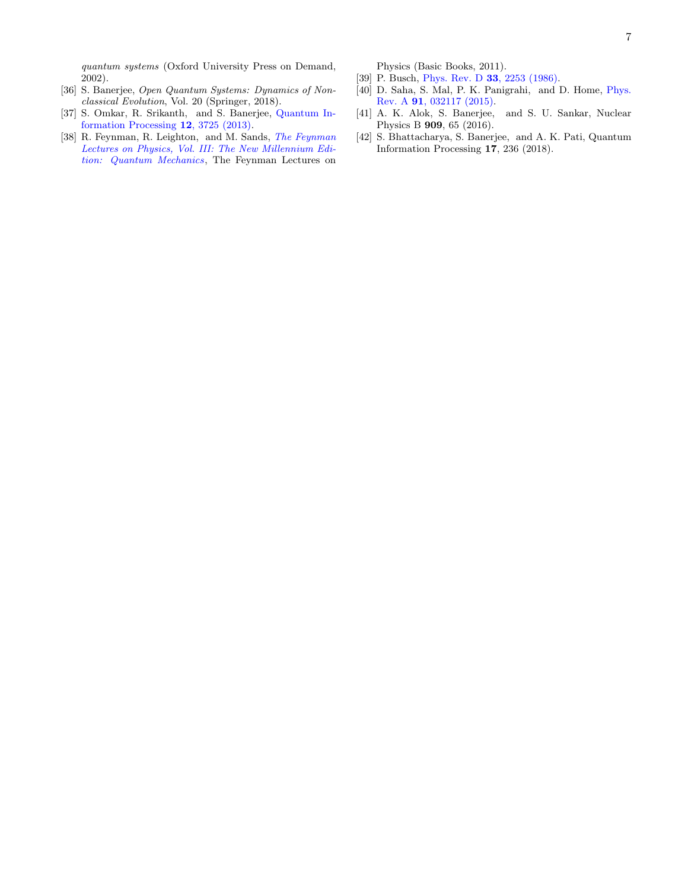*quantum systems* (Oxford University Press on Demand, 2002).

[36] S. Banerjee, *Open Quantum Systems: Dynamics of Nonclassical Evolution*, Vol. 20 (Springer, 2018).

[37] S. Omkar, R. Srikanth, and S. Banerjee, Quantum Information Processing **12**, 3725 (2013).

[38] R. Feynman, R. Leighton, and M. Sands, *The Feynman Lectures on Physics, Vol. III: The New Millennium Edition: Quantum Mechanics*, The Feynman Lectures on Physics (Basic Books, 2011).

[39] P. Busch, Phys. Rev. D **33**, 2253 (1986).

[40] D. Saha, S. Mal, P. K. Panigrahi, and D. Home, Phys. Rev. A **91**, 032117 (2015).

[41] A. K. Alok, S. Banerjee, and S. U. Sankar, Nuclear Physics B **909**, 65 (2016).

[42] S. Bhattacharya, S. Banerjee, and A. K. Pati, Quantum Information Processing **17**, 236 (2018).